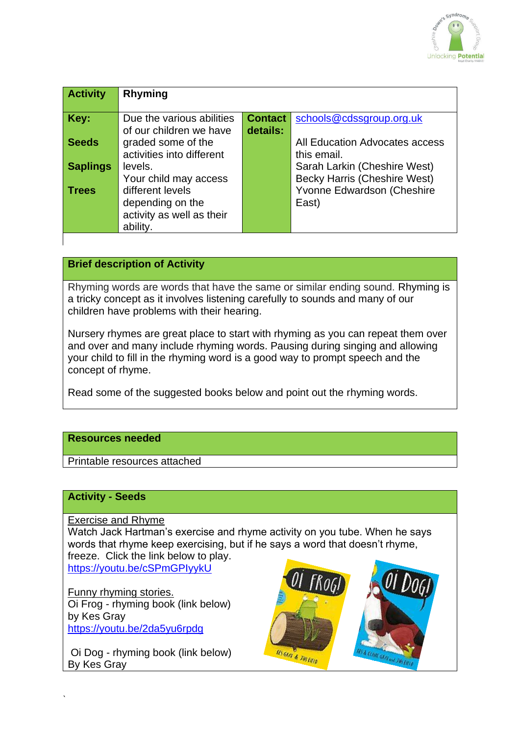| Activity | Rhyming | | |
|---|---|---|---|
| **Key:**<br><br>**Seeds**<br><br>**Saplings**<br><br>**Trees** | Due the various abilities of our children we have graded some of the activities into different levels.<br>Your child may access different levels depending on the activity as well as their ability. | **Contact details:** | schools@cdssgroup.org.uk<br><br>All Education Advocates access this email.<br>Sarah Larkin (Cheshire West)<br>Becky Harris (Cheshire West)<br>Yvonne Edwardson (Cheshire East) |

## Brief description of Activity

Rhyming words are words that have the same or similar ending sound. Rhyming is a tricky concept as it involves listening carefully to sounds and many of our children have problems with their hearing.

Nursery rhymes are great place to start with rhyming as you can repeat them over and over and many include rhyming words. Pausing during singing and allowing your child to fill in the rhyming word is a good way to prompt speech and the concept of rhyme.

Read some of the suggested books below and point out the rhyming words.

## Resources needed

Printable resources attached

## Activity - Seeds

Exercise and Rhyme
Watch Jack Hartman's exercise and rhyme activity on you tube. When he says words that rhyme keep exercising, but if he says a word that doesn't rhyme, freeze. Click the link below to play.
https://youtu.be/cSPmGPlyykU

Funny rhyming stories.
Oi Frog - rhyming book (link below)
by Kes Gray
https://youtu.be/2da5yu6rpdg

Oi Dog - rhyming book (link below)
By Kes Gray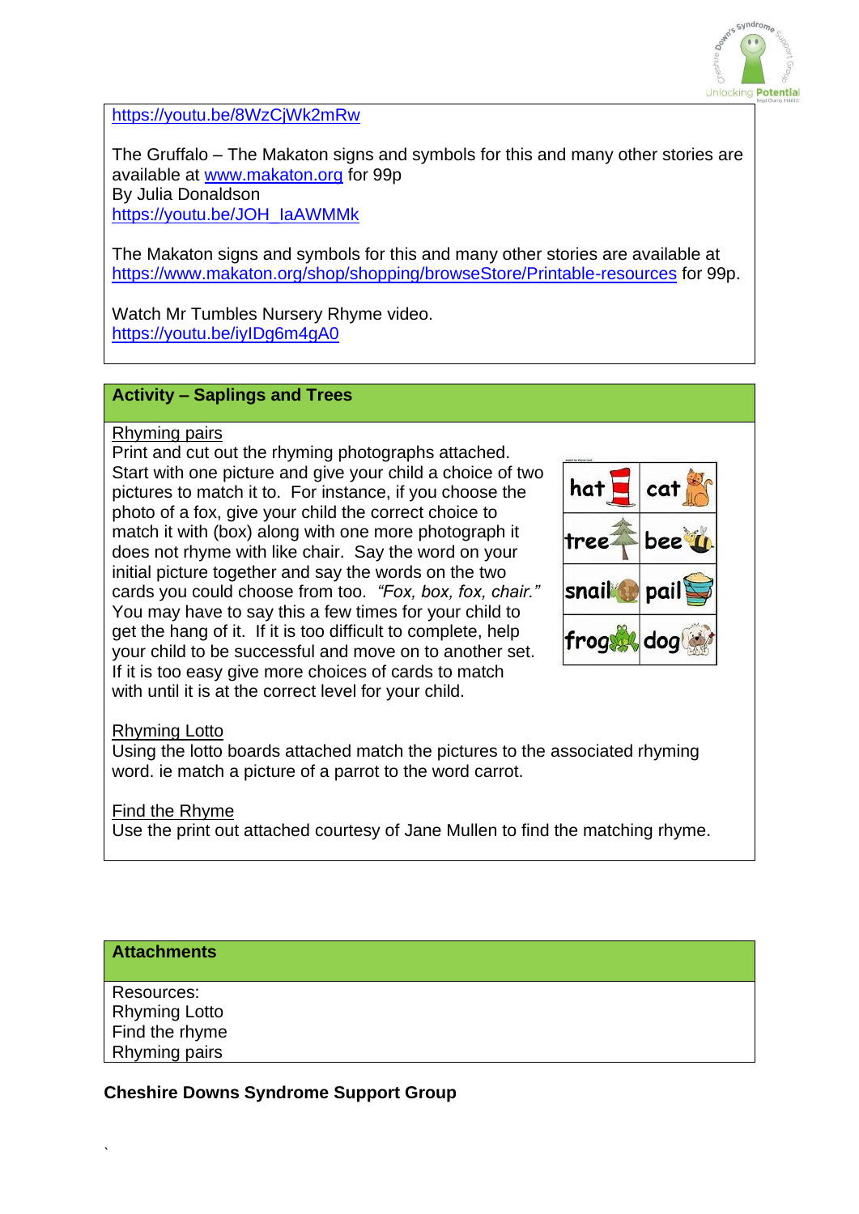https://youtu.be/8WzCjWk2mRw

The Gruffalo – The Makaton signs and symbols for this and many other stories are available at www.makaton.org for 99p
By Julia Donaldson
https://youtu.be/JOH_IaAWMMk

The Makaton signs and symbols for this and many other stories are available at https://www.makaton.org/shop/shopping/browseStore/Printable-resources for 99p.

Watch Mr Tumbles Nursery Rhyme video.
https://youtu.be/iyIDg6m4gA0

## Activity – Saplings and Trees

Rhyming pairs

Print and cut out the rhyming photographs attached. Start with one picture and give your child a choice of two pictures to match it to. For instance, if you choose the photo of a fox, give your child the correct choice to match it with (box) along with one more photograph it does not rhyme with like chair. Say the word on your initial picture together and say the words on the two cards you could choose from too. *"Fox, box, fox, chair."* You may have to say this a few times for your child to get the hang of it. If it is too difficult to complete, help your child to be successful and move on to another set. If it is too easy give more choices of cards to match with until it is at the correct level for your child.

| | |
|---|---|
| hat | cat |
| tree | bee |
| snail | pail |
| frog | dog |

Rhyming Lotto

Using the lotto boards attached match the pictures to the associated rhyming word. ie match a picture of a parrot to the word carrot.

Find the Rhyme

Use the print out attached courtesy of Jane Mullen to find the matching rhyme.

## Attachments

Resources:
Rhyming Lotto
Find the rhyme
Rhyming pairs

**Cheshire Downs Syndrome Support Group**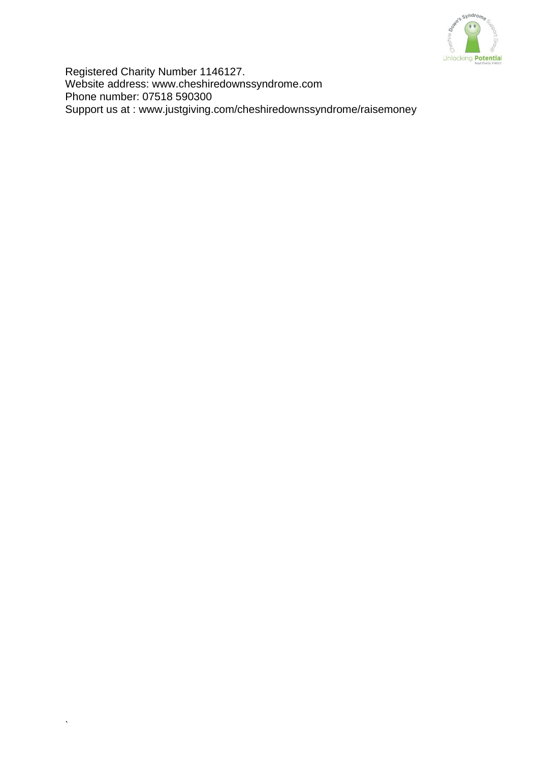Registered Charity Number 1146127.
Website address: www.cheshiredownssyndrome.com
Phone number: 07518 590300
Support us at : www.justgiving.com/cheshiredownssyndrome/raisemoney